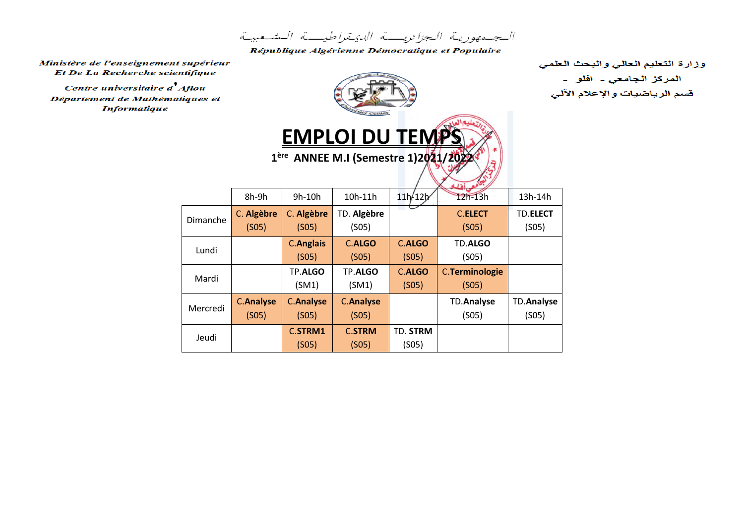الجمهورية الجزائرية الديمقراطية الشعبية

République Algérienne Démocratique et Populaire

*Ministère de l'enseignement supérieur Et De La Recherche scientifique*

*Centre universitaire d'Aflou*

*Département de Mathématiques et Informatique*

وزارة التعليم العالي والبحث العلمي

المركز الجامعي - افلو -

قسم الرياضيات والإعلام الآلي

# EMPLOI DU TEMPS

**1ère ANNEE M.I (Semestre 1)2021/2022**

| | 8h-9h | 9h-10h | 10h-11h | 11h-12h | 12h-13h | 13h-14h |
|---|---|---|---|---|---|---|
| Dimanche | C. **Algèbre** (S05) | C. **Algèbre** (S05) | TD. **Algèbre** (S05) | | C.**ELECT** (S05) | TD.**ELECT** (S05) |
| Lundi | | C.**Anglais** (S05) | C.**ALGO** (S05) | C.**ALGO** (S05) | TD.**ALGO** (S05) | |
| Mardi | | TP.**ALGO** (SM1) | TP.**ALGO** (SM1) | C.**ALGO** (S05) | C.**Terminologie** (S05) | |
| Mercredi | C.**Analyse** (S05) | C.**Analyse** (S05) | C.**Analyse** (S05) | | TD.**Analyse** (S05) | TD.**Analyse** (S05) |
| Jeudi | | C.**STRM1** (S05) | C.**STRM** (S05) | TD. **STRM** (S05) | | |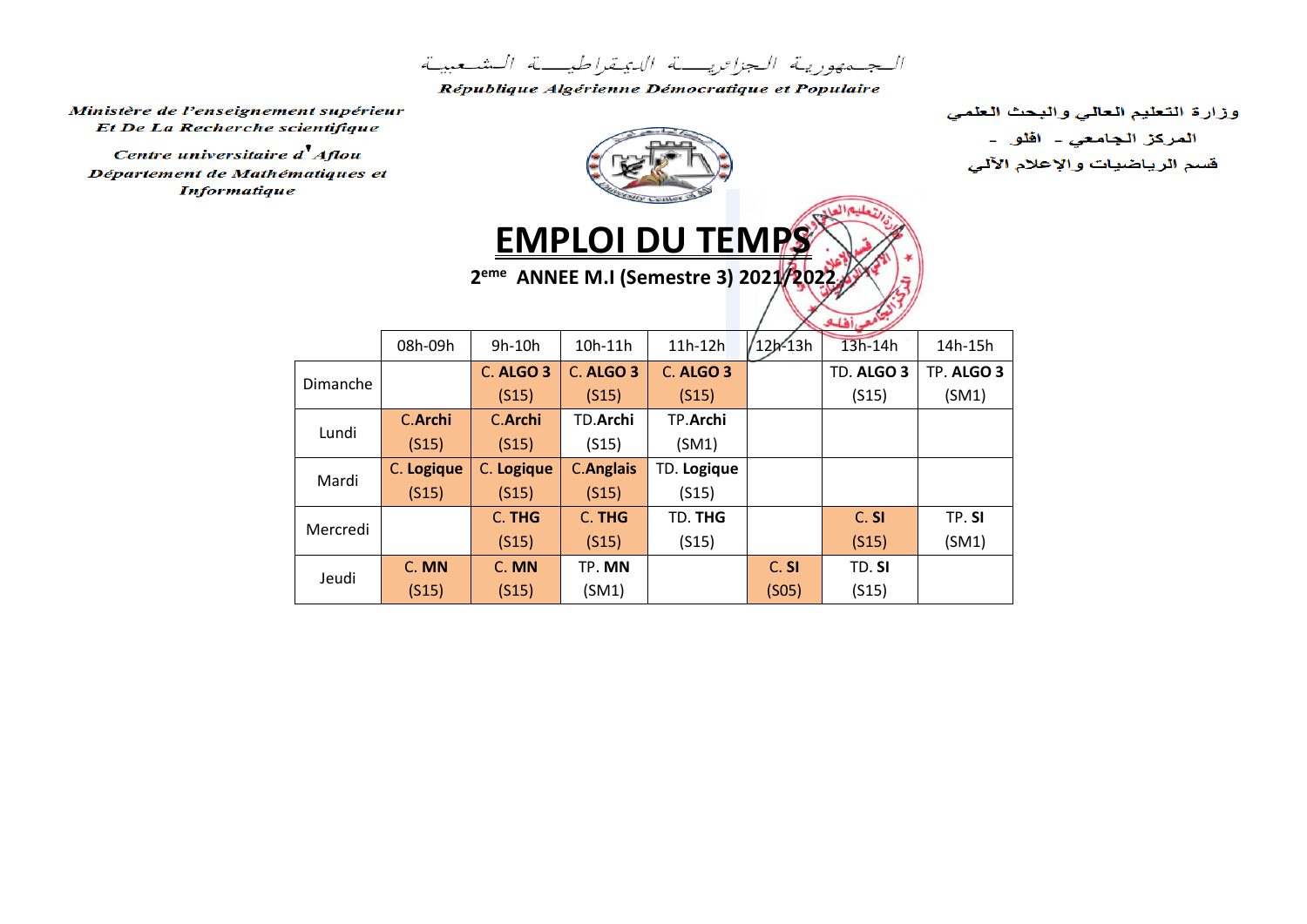الـجـمهوريـة الـجزائريــــة الـديـمقراطيــــة الـشـعـبيـة

République Algérienne Démocratique et Populaire

*Ministère de l'enseignement supérieur Et De La Recherche scientifique*

*Centre universitaire d'Aflou*

*Département de Mathématiques et Informatique*

وزارة التعليم العالي والبحث العلمي

المركز الجامعي - افلو -

قسم الرياضيات والإعلام الآلي

# EMPLOI DU TEMPS

**2eme ANNEE M.I (Semestre 3) 2021/2022**

| | 08h-09h | 9h-10h | 10h-11h | 11h-12h | 12h-13h | 13h-14h | 14h-15h |
|---|---|---|---|---|---|---|---|
| Dimanche | | C. ALGO 3 (S15) | C. ALGO 3 (S15) | C. ALGO 3 (S15) | | TD. ALGO 3 (S15) | TP. ALGO 3 (SM1) |
| Lundi | C.Archi (S15) | C.Archi (S15) | TD.Archi (S15) | TP.Archi (SM1) | | | |
| Mardi | C. Logique (S15) | C. Logique (S15) | C.Anglais (S15) | TD. Logique (S15) | | | |
| Mercredi | | C. THG (S15) | C. THG (S15) | TD. THG (S15) | | C. SI (S15) | TP. SI (SM1) |
| Jeudi | C. MN (S15) | C. MN (S15) | TP. MN (SM1) | | C. SI (S05) | TD. SI (S15) | |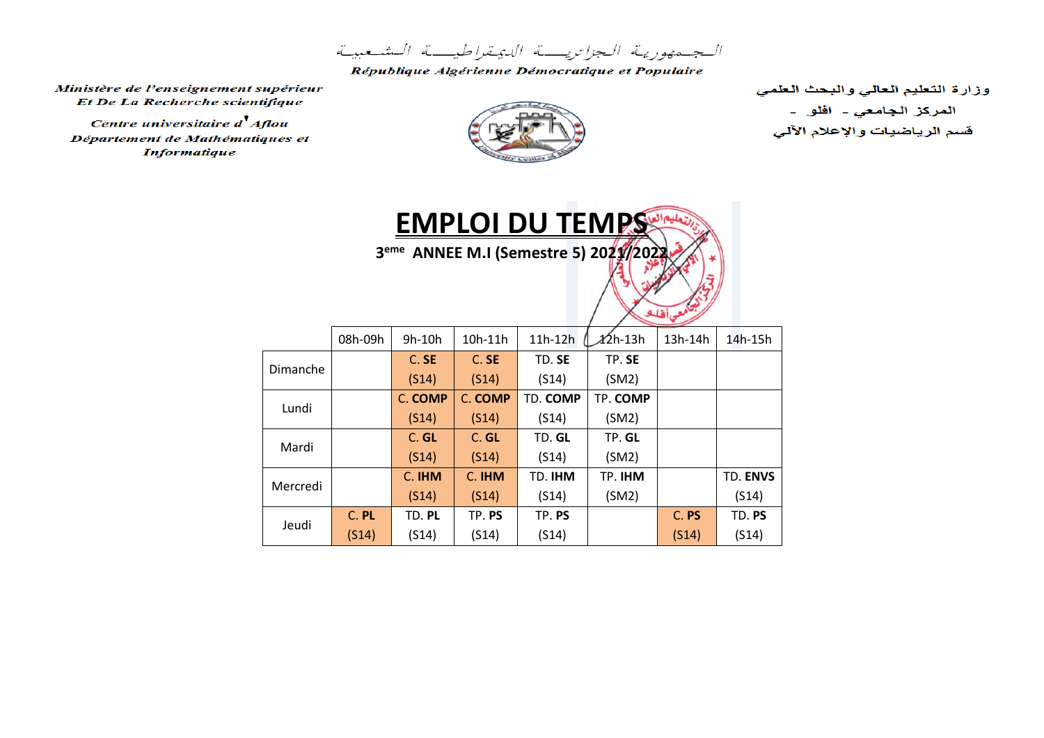الـجـمـهوريـة الـجزائريـــة الـديـمقراطيـــة الـشـعـبيـة

*République Algérienne Démocratique et Populaire*

*Ministère de l'enseignement supérieur*
*Et De La Recherche scientifique*

*Centre universitaire d'Aflou*
*Département de Mathématiques et Informatique*

وزارة التعليم العالي والبحث العلمي
المركز الجامعي - افلو -
قسم الرياضيات والإعلام الآلي

# EMPLOI DU TEMPS

**3eme ANNEE M.I (Semestre 5) 2021/2022**

| | 08h-09h | 9h-10h | 10h-11h | 11h-12h | 12h-13h | 13h-14h | 14h-15h |
|---|---|---|---|---|---|---|---|
| Dimanche | | C. **SE** (S14) | C. **SE** (S14) | TD. **SE** (S14) | TP. **SE** (SM2) | | |
| Lundi | | C. **COMP** (S14) | C. **COMP** (S14) | TD. **COMP** (S14) | TP. **COMP** (SM2) | | |
| Mardi | | C. **GL** (S14) | C. **GL** (S14) | TD. **GL** (S14) | TP. **GL** (SM2) | | |
| Mercredi | | C. **IHM** (S14) | C. **IHM** (S14) | TD. **IHM** (S14) | TP. **IHM** (SM2) | | TD. **ENVS** (S14) |
| Jeudi | C. **PL** (S14) | TD. **PL** (S14) | TP. **PS** (S14) | TP. **PS** (S14) | | C. **PS** (S14) | TD. **PS** (S14) |